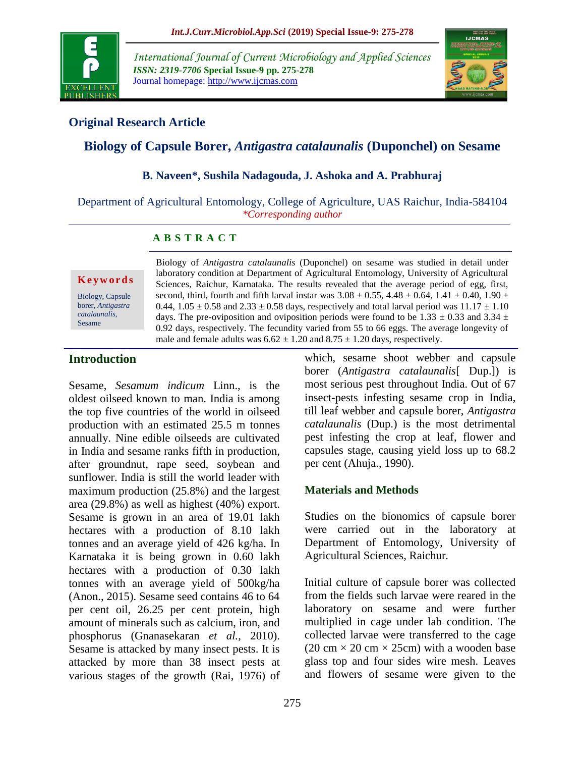**Original Research Article**

# Biology of Capsule Borer, *Antigastra catalaunalis* (Duponchel) on Sesame

**B. Naveen*, Sushila Nadagouda, J. Ashoka and A. Prabhuraj**

Department of Agricultural Entomology, College of Agriculture, UAS Raichur, India-584104

*\*Corresponding author*

## ABSTRACT

**Keywords**

Biology, Capsule borer, *Antigastra catalaunalis*, Sesame

Biology of *Antigastra catalaunalis* (Duponchel) on sesame was studied in detail under laboratory condition at Department of Agricultural Entomology, University of Agricultural Sciences, Raichur, Karnataka. The results revealed that the average period of egg, first, second, third, fourth and fifth larval instar was 3.08 ± 0.55, 4.48 ± 0.64, 1.41 ± 0.40, 1.90 ± 0.44, 1.05 ± 0.58 and 2.33 ± 0.58 days, respectively and total larval period was 11.17 ± 1.10 days. The pre-oviposition and oviposition periods were found to be 1.33 ± 0.33 and 3.34 ± 0.92 days, respectively. The fecundity varied from 55 to 66 eggs. The average longevity of male and female adults was 6.62 ± 1.20 and 8.75 ± 1.20 days, respectively.

## Introduction

Sesame, *Sesamum indicum* Linn., is the oldest oilseed known to man. India is among the top five countries of the world in oilseed production with an estimated 25.5 m tonnes annually. Nine edible oilseeds are cultivated in India and sesame ranks fifth in production, after groundnut, rape seed, soybean and sunflower. India is still the world leader with maximum production (25.8%) and the largest area (29.8%) as well as highest (40%) export. Sesame is grown in an area of 19.01 lakh hectares with a production of 8.10 lakh tonnes and an average yield of 426 kg/ha. In Karnataka it is being grown in 0.60 lakh hectares with a production of 0.30 lakh tonnes with an average yield of 500kg/ha (Anon., 2015). Sesame seed contains 46 to 64 per cent oil, 26.25 per cent protein, high amount of minerals such as calcium, iron, and phosphorus (Gnanasekaran *et al.,* 2010). Sesame is attacked by many insect pests. It is attacked by more than 38 insect pests at various stages of the growth (Rai, 1976) of which, sesame shoot webber and capsule borer (*Antigastra catalaunalis*[ Dup.]) is most serious pest throughout India. Out of 67 insect-pests infesting sesame crop in India, till leaf webber and capsule borer, *Antigastra catalaunalis* (Dup.) is the most detrimental pest infesting the crop at leaf, flower and capsules stage, causing yield loss up to 68.2 per cent (Ahuja., 1990).

## Materials and Methods

Studies on the bionomics of capsule borer were carried out in the laboratory at Department of Entomology, University of Agricultural Sciences, Raichur.

Initial culture of capsule borer was collected from the fields such larvae were reared in the laboratory on sesame and were further multiplied in cage under lab condition. The collected larvae were transferred to the cage (20 cm × 20 cm × 25cm) with a wooden base glass top and four sides wire mesh. Leaves and flowers of sesame were given to the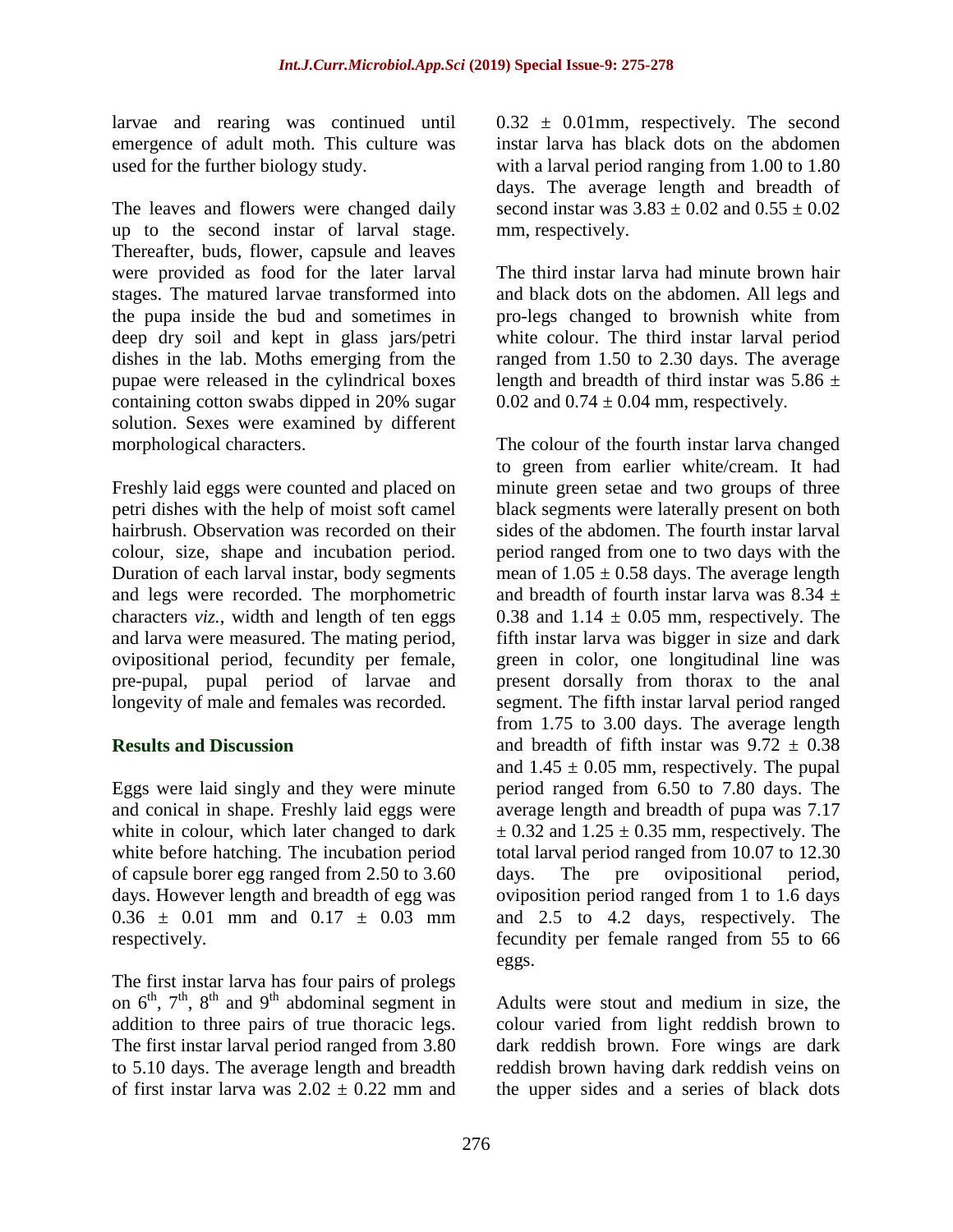larvae and rearing was continued until emergence of adult moth. This culture was used for the further biology study.

The leaves and flowers were changed daily up to the second instar of larval stage. Thereafter, buds, flower, capsule and leaves were provided as food for the later larval stages. The matured larvae transformed into the pupa inside the bud and sometimes in deep dry soil and kept in glass jars/petri dishes in the lab. Moths emerging from the pupae were released in the cylindrical boxes containing cotton swabs dipped in 20% sugar solution. Sexes were examined by different morphological characters.

Freshly laid eggs were counted and placed on petri dishes with the help of moist soft camel hairbrush. Observation was recorded on their colour, size, shape and incubation period. Duration of each larval instar, body segments and legs were recorded. The morphometric characters *viz.*, width and length of ten eggs and larva were measured. The mating period, ovipositional period, fecundity per female, pre-pupal, pupal period of larvae and longevity of male and females was recorded.

## Results and Discussion

Eggs were laid singly and they were minute and conical in shape. Freshly laid eggs were white in colour, which later changed to dark white before hatching. The incubation period of capsule borer egg ranged from 2.50 to 3.60 days. However length and breadth of egg was $0.36 \pm 0.01$ mm and $0.17 \pm 0.03$ mm respectively.

The first instar larva has four pairs of prolegs on $6^{th}$, $7^{th}$, $8^{th}$ and $9^{th}$ abdominal segment in addition to three pairs of true thoracic legs. The first instar larval period ranged from 3.80 to 5.10 days. The average length and breadth of first instar larva was $2.02 \pm 0.22$ mm and $0.32 \pm 0.01$mm, respectively. The second instar larva has black dots on the abdomen with a larval period ranging from 1.00 to 1.80 days. The average length and breadth of second instar was $3.83 \pm 0.02$ and $0.55 \pm 0.02$ mm, respectively.

The third instar larva had minute brown hair and black dots on the abdomen. All legs and pro-legs changed to brownish white from white colour. The third instar larval period ranged from 1.50 to 2.30 days. The average length and breadth of third instar was $5.86 \pm 0.02$ and $0.74 \pm 0.04$ mm, respectively.

The colour of the fourth instar larva changed to green from earlier white/cream. It had minute green setae and two groups of three black segments were laterally present on both sides of the abdomen. The fourth instar larval period ranged from one to two days with the mean of $1.05 \pm 0.58$ days. The average length and breadth of fourth instar larva was $8.34 \pm 0.38$ and $1.14 \pm 0.05$ mm, respectively. The fifth instar larva was bigger in size and dark green in color, one longitudinal line was present dorsally from thorax to the anal segment. The fifth instar larval period ranged from 1.75 to 3.00 days. The average length and breadth of fifth instar was $9.72 \pm 0.38$ and $1.45 \pm 0.05$ mm, respectively. The pupal period ranged from 6.50 to 7.80 days. The average length and breadth of pupa was $7.17 \pm 0.32$ and $1.25 \pm 0.35$ mm, respectively. The total larval period ranged from 10.07 to 12.30 days. The pre ovipositional period, oviposition period ranged from 1 to 1.6 days and 2.5 to 4.2 days, respectively. The fecundity per female ranged from 55 to 66 eggs.

Adults were stout and medium in size, the colour varied from light reddish brown to dark reddish brown. Fore wings are dark reddish brown having dark reddish veins on the upper sides and a series of black dots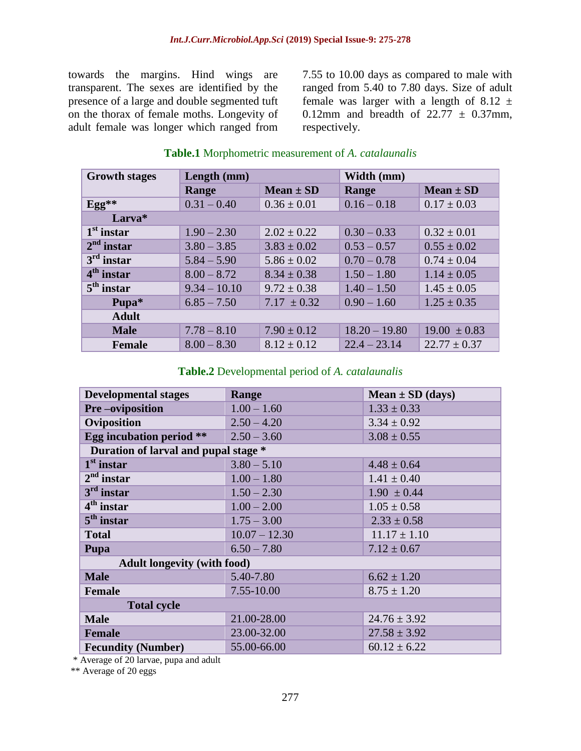towards the margins. Hind wings are transparent. The sexes are identified by the presence of a large and double segmented tuft on the thorax of female moths. Longevity of adult female was longer which ranged from 7.55 to 10.00 days as compared to male with ranged from 5.40 to 7.80 days. Size of adult female was larger with a length of 8.12 ± 0.12mm and breadth of 22.77 ± 0.37mm, respectively.

**Table.1** Morphometric measurement of *A. catalaunalis*

| Growth stages | Length (mm) | | Width (mm) | |
|---|---|---|---|---|
| | Range | Mean ± SD | Range | Mean ± SD |
| **Egg**** | 0.31 – 0.40 | 0.36 ± 0.01 | 0.16 – 0.18 | 0.17 ± 0.03 |
| **Larva*** | | | | |
| **1st instar** | 1.90 – 2.30 | 2.02 ± 0.22 | 0.30 – 0.33 | 0.32 ± 0.01 |
| **2nd instar** | 3.80 – 3.85 | 3.83 ± 0.02 | 0.53 – 0.57 | 0.55 ± 0.02 |
| **3rd instar** | 5.84 – 5.90 | 5.86 ± 0.02 | 0.70 – 0.78 | 0.74 ± 0.04 |
| **4th instar** | 8.00 – 8.72 | 8.34 ± 0.38 | 1.50 – 1.80 | 1.14 ± 0.05 |
| **5th instar** | 9.34 – 10.10 | 9.72 ± 0.38 | 1.40 – 1.50 | 1.45 ± 0.05 |
| **Pupa*** | 6.85 – 7.50 | 7.17 ± 0.32 | 0.90 – 1.60 | 1.25 ± 0.35 |
| **Adult** | | | | |
| **Male** | 7.78 – 8.10 | 7.90 ± 0.12 | 18.20 – 19.80 | 19.00 ± 0.83 |
| **Female** | 8.00 – 8.30 | 8.12 ± 0.12 | 22.4 – 23.14 | 22.77 ± 0.37 |

**Table.2** Developmental period of *A. catalaunalis*

| Developmental stages | Range | Mean ± SD (days) |
|---|---|---|
| **Pre –oviposition** | 1.00 – 1.60 | 1.33 ± 0.33 |
| **Oviposition** | 2.50 – 4.20 | 3.34 ± 0.92 |
| **Egg incubation period **** | 2.50 – 3.60 | 3.08 ± 0.55 |
| **Duration of larval and pupal stage *** | | |
| **1st instar** | 3.80 – 5.10 | 4.48 ± 0.64 |
| **2nd instar** | 1.00 – 1.80 | 1.41 ± 0.40 |
| **3rd instar** | 1.50 – 2.30 | 1.90 ± 0.44 |
| **4th instar** | 1.00 – 2.00 | 1.05 ± 0.58 |
| **5th instar** | 1.75 – 3.00 | 2.33 ± 0.58 |
| **Total** | 10.07 – 12.30 | 11.17 ± 1.10 |
| **Pupa** | 6.50 – 7.80 | 7.12 ± 0.67 |
| **Adult longevity (with food)** | | |
| **Male** | 5.40-7.80 | 6.62 ± 1.20 |
| **Female** | 7.55-10.00 | 8.75 ± 1.20 |
| **Total cycle** | | |
| **Male** | 21.00-28.00 | 24.76 ± 3.92 |
| **Female** | 23.00-32.00 | 27.58 ± 3.92 |
| **Fecundity (Number)** | 55.00-66.00 | 60.12 ± 6.22 |

\* Average of 20 larvae, pupa and adult

** Average of 20 eggs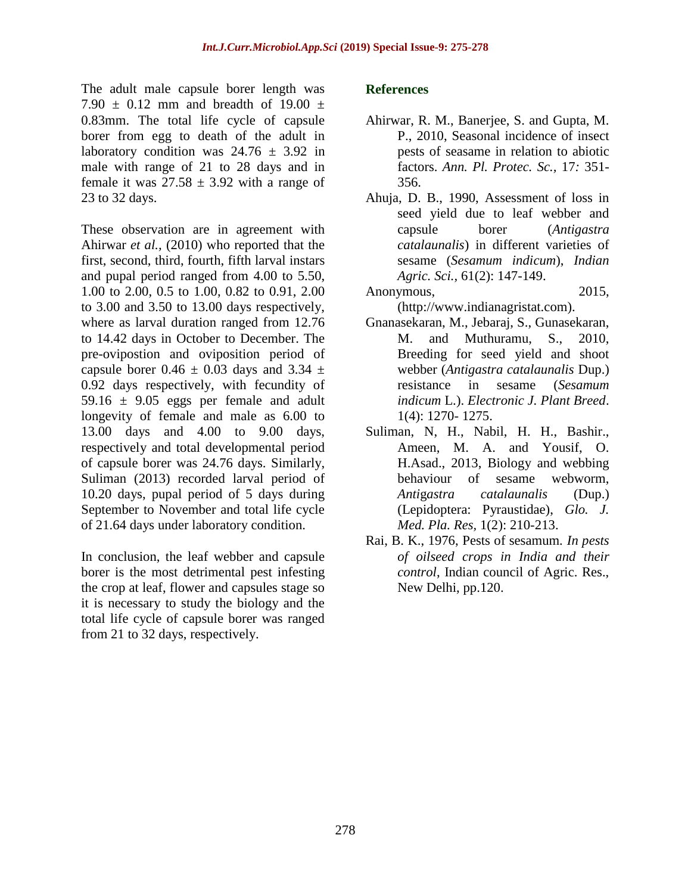The adult male capsule borer length was 7.90 ± 0.12 mm and breadth of 19.00 ± 0.83mm. The total life cycle of capsule borer from egg to death of the adult in laboratory condition was 24.76 ± 3.92 in male with range of 21 to 28 days and in female it was 27.58 ± 3.92 with a range of 23 to 32 days.

These observation are in agreement with Ahirwar *et al.,* (2010) who reported that the first, second, third, fourth, fifth larval instars and pupal period ranged from 4.00 to 5.50, 1.00 to 2.00, 0.5 to 1.00, 0.82 to 0.91, 2.00 to 3.00 and 3.50 to 13.00 days respectively, where as larval duration ranged from 12.76 to 14.42 days in October to December. The pre-ovipostion and oviposition period of capsule borer 0.46 ± 0.03 days and 3.34 ± 0.92 days respectively, with fecundity of 59.16 ± 9.05 eggs per female and adult longevity of female and male as 6.00 to 13.00 days and 4.00 to 9.00 days, respectively and total developmental period of capsule borer was 24.76 days. Similarly, Suliman (2013) recorded larval period of 10.20 days, pupal period of 5 days during September to November and total life cycle of 21.64 days under laboratory condition.

In conclusion, the leaf webber and capsule borer is the most detrimental pest infesting the crop at leaf, flower and capsules stage so it is necessary to study the biology and the total life cycle of capsule borer was ranged from 21 to 32 days, respectively.

## References

Ahirwar, R. M., Banerjee, S. and Gupta, M. P., 2010, Seasonal incidence of insect pests of seasame in relation to abiotic factors. *Ann. Pl. Protec. Sc.,* 17*:* 351-356.

Ahuja, D. B., 1990, Assessment of loss in seed yield due to leaf webber and capsule borer (*Antigastra catalaunalis*) in different varieties of sesame (*Sesamum indicum*), *Indian Agric. Sci.,* 61(2): 147-149.

Anonymous, 2015, (http://www.indianagristat.com).

Gnanasekaran, M., Jebaraj, S., Gunasekaran, M. and Muthuramu, S., 2010, Breeding for seed yield and shoot webber (*Antigastra catalaunalis* Dup.) resistance in sesame (*Sesamum indicum* L.). *Electronic J. Plant Breed*. 1(4): 1270- 1275.

Suliman, N, H., Nabil, H. H., Bashir., Ameen, M. A. and Yousif, O. H.Asad., 2013, Biology and webbing behaviour of sesame webworm, *Antigastra catalaunalis* (Dup.) (Lepidoptera: Pyraustidae), *Glo. J. Med. Pla. Res,* 1(2): 210-213.

Rai, B. K., 1976, Pests of sesamum. *In pests of oilseed crops in India and their control*, Indian council of Agric. Res., New Delhi, pp.120.